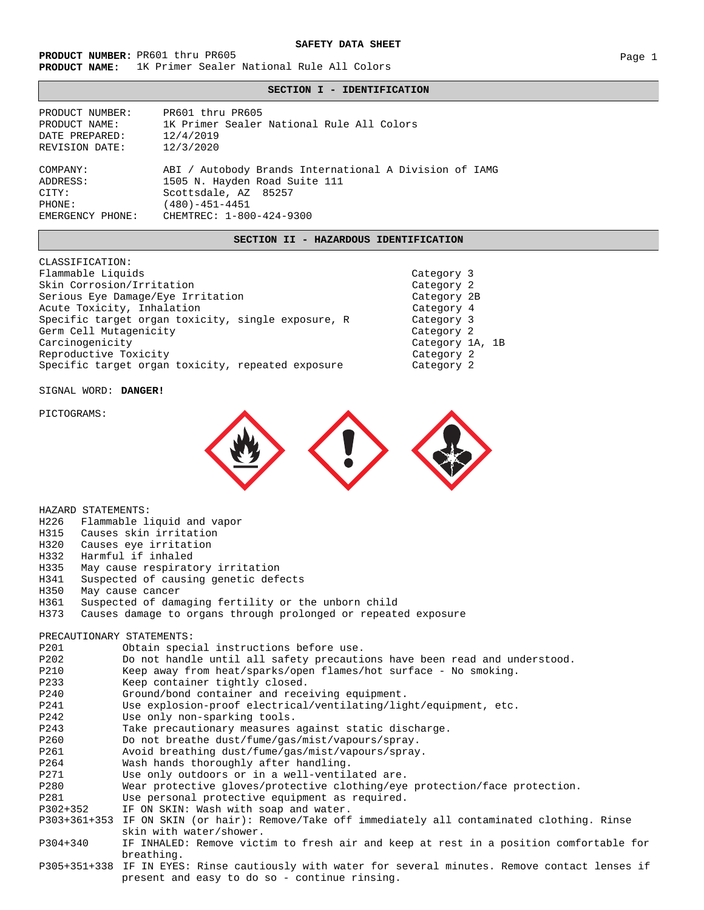# SAFETY DATA SHEET

**PRODUCT NUMBER:** PR601 thru PR605
**PRODUCT NAME:** 1K Primer Sealer National Rule All Colors

## SECTION I - IDENTIFICATION

| | |
|---|---|
| PRODUCT NUMBER: | PR601 thru PR605 |
| PRODUCT NAME: | 1K Primer Sealer National Rule All Colors |
| DATE PREPARED: | 12/4/2019 |
| REVISION DATE: | 12/3/2020 |
| COMPANY: | ABI / Autobody Brands International A Division of IAMG |
| ADDRESS: | 1505 N. Hayden Road Suite 111 |
| CITY: | Scottsdale, AZ 85257 |
| PHONE: | (480)-451-4451 |
| EMERGENCY PHONE: | CHEMTREC: 1-800-424-9300 |

## SECTION II - HAZARDOUS IDENTIFICATION

CLASSIFICATION:

| | |
|---|---|
| Flammable Liquids | Category 3 |
| Skin Corrosion/Irritation | Category 2 |
| Serious Eye Damage/Eye Irritation | Category 2B |
| Acute Toxicity, Inhalation | Category 4 |
| Specific target organ toxicity, single exposure, R | Category 3 |
| Germ Cell Mutagenicity | Category 2 |
| Carcinogenicity | Category 1A, 1B |
| Reproductive Toxicity | Category 2 |
| Specific target organ toxicity, repeated exposure | Category 2 |

SIGNAL WORD: **DANGER!**

PICTOGRAMS:

HAZARD STATEMENTS:

| | |
|---|---|
| H226 | Flammable liquid and vapor |
| H315 | Causes skin irritation |
| H320 | Causes eye irritation |
| H332 | Harmful if inhaled |
| H335 | May cause respiratory irritation |
| H341 | Suspected of causing genetic defects |
| H350 | May cause cancer |
| H361 | Suspected of damaging fertility or the unborn child |
| H373 | Causes damage to organs through prolonged or repeated exposure |

PRECAUTIONARY STATEMENTS:

| | |
|---|---|
| P201 | Obtain special instructions before use. |
| P202 | Do not handle until all safety precautions have been read and understood. |
| P210 | Keep away from heat/sparks/open flames/hot surface - No smoking. |
| P233 | Keep container tightly closed. |
| P240 | Ground/bond container and receiving equipment. |
| P241 | Use explosion-proof electrical/ventilating/light/equipment, etc. |
| P242 | Use only non-sparking tools. |
| P243 | Take precautionary measures against static discharge. |
| P260 | Do not breathe dust/fume/gas/mist/vapours/spray. |
| P261 | Avoid breathing dust/fume/gas/mist/vapours/spray. |
| P264 | Wash hands thoroughly after handling. |
| P271 | Use only outdoors or in a well-ventilated are. |
| P280 | Wear protective gloves/protective clothing/eye protection/face protection. |
| P281 | Use personal protective equipment as required. |
| P302+352 | IF ON SKIN: Wash with soap and water. |
| P303+361+353 | IF ON SKIN (or hair): Remove/Take off immediately all contaminated clothing. Rinse skin with water/shower. |
| P304+340 | IF INHALED: Remove victim to fresh air and keep at rest in a position comfortable for breathing. |
| P305+351+338 | IF IN EYES: Rinse cautiously with water for several minutes. Remove contact lenses if present and easy to do so - continue rinsing. |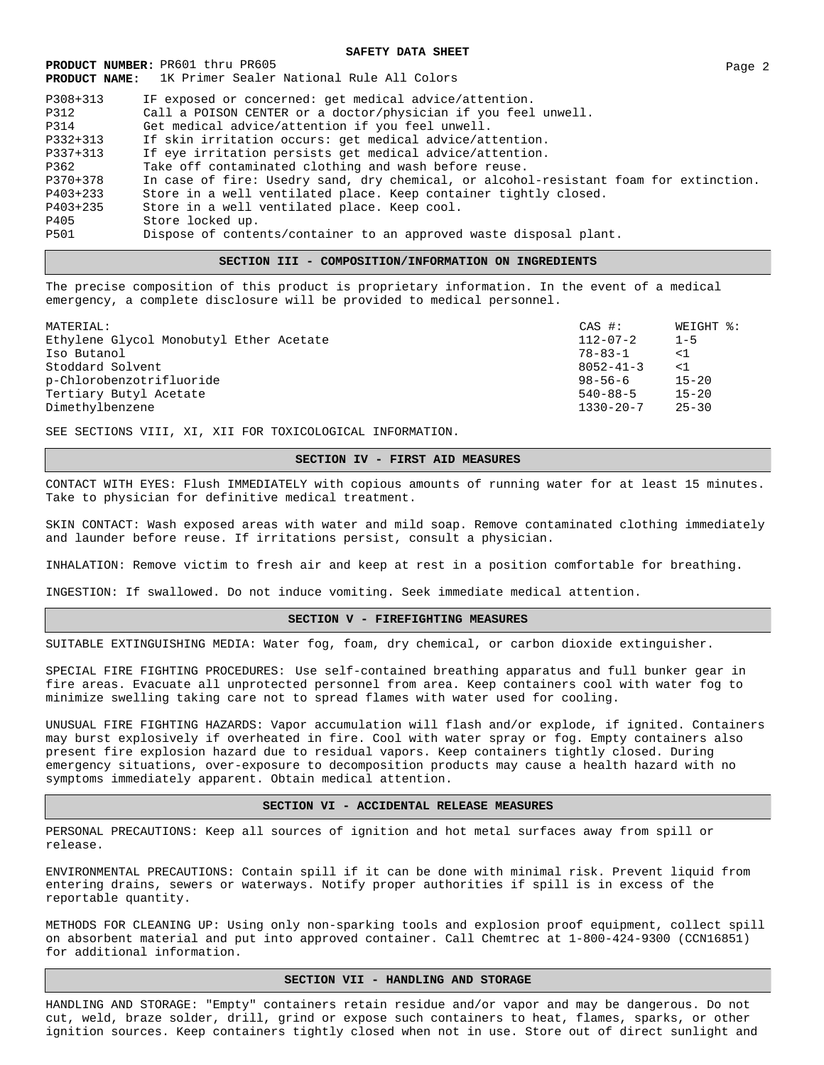| | |
|---|---|
| P308+313 | IF exposed or concerned: get medical advice/attention. |
| P312 | Call a POISON CENTER or a doctor/physician if you feel unwell. |
| P314 | Get medical advice/attention if you feel unwell. |
| P332+313 | If skin irritation occurs: get medical advice/attention. |
| P337+313 | If eye irritation persists get medical advice/attention. |
| P362 | Take off contaminated clothing and wash before reuse. |
| P370+378 | In case of fire: Usedry sand, dry chemical, or alcohol-resistant foam for extinction. |
| P403+233 | Store in a well ventilated place. Keep container tightly closed. |
| P403+235 | Store in a well ventilated place. Keep cool. |
| P405 | Store locked up. |
| P501 | Dispose of contents/container to an approved waste disposal plant. |

## SECTION III - COMPOSITION/INFORMATION ON INGREDIENTS

The precise composition of this product is proprietary information. In the event of a medical emergency, a complete disclosure will be provided to medical personnel.

| MATERIAL: | CAS #: | WEIGHT %: |
|---|---|---|
| Ethylene Glycol Monobutyl Ether Acetate | 112-07-2 | 1-5 |
| Iso Butanol | 78-83-1 | <1 |
| Stoddard Solvent | 8052-41-3 | <1 |
| p-Chlorobenzotrifluoride | 98-56-6 | 15-20 |
| Tertiary Butyl Acetate | 540-88-5 | 15-20 |
| Dimethylbenzene | 1330-20-7 | 25-30 |

SEE SECTIONS VIII, XI, XII FOR TOXICOLOGICAL INFORMATION.

## SECTION IV - FIRST AID MEASURES

CONTACT WITH EYES: Flush IMMEDIATELY with copious amounts of running water for at least 15 minutes. Take to physician for definitive medical treatment.

SKIN CONTACT: Wash exposed areas with water and mild soap. Remove contaminated clothing immediately and launder before reuse. If irritations persist, consult a physician.

INHALATION: Remove victim to fresh air and keep at rest in a position comfortable for breathing.

INGESTION: If swallowed. Do not induce vomiting. Seek immediate medical attention.

## SECTION V - FIREFIGHTING MEASURES

SUITABLE EXTINGUISHING MEDIA: Water fog, foam, dry chemical, or carbon dioxide extinguisher.

SPECIAL FIRE FIGHTING PROCEDURES: Use self-contained breathing apparatus and full bunker gear in fire areas. Evacuate all unprotected personnel from area. Keep containers cool with water fog to minimize swelling taking care not to spread flames with water used for cooling.

UNUSUAL FIRE FIGHTING HAZARDS: Vapor accumulation will flash and/or explode, if ignited. Containers may burst explosively if overheated in fire. Cool with water spray or fog. Empty containers also present fire explosion hazard due to residual vapors. Keep containers tightly closed. During emergency situations, over-exposure to decomposition products may cause a health hazard with no symptoms immediately apparent. Obtain medical attention.

## SECTION VI - ACCIDENTAL RELEASE MEASURES

PERSONAL PRECAUTIONS: Keep all sources of ignition and hot metal surfaces away from spill or release.

ENVIRONMENTAL PRECAUTIONS: Contain spill if it can be done with minimal risk. Prevent liquid from entering drains, sewers or waterways. Notify proper authorities if spill is in excess of the reportable quantity.

METHODS FOR CLEANING UP: Using only non-sparking tools and explosion proof equipment, collect spill on absorbent material and put into approved container. Call Chemtrec at 1-800-424-9300 (CCN16851) for additional information.

## SECTION VII - HANDLING AND STORAGE

HANDLING AND STORAGE: "Empty" containers retain residue and/or vapor and may be dangerous. Do not cut, weld, braze solder, drill, grind or expose such containers to heat, flames, sparks, or other ignition sources. Keep containers tightly closed when not in use. Store out of direct sunlight and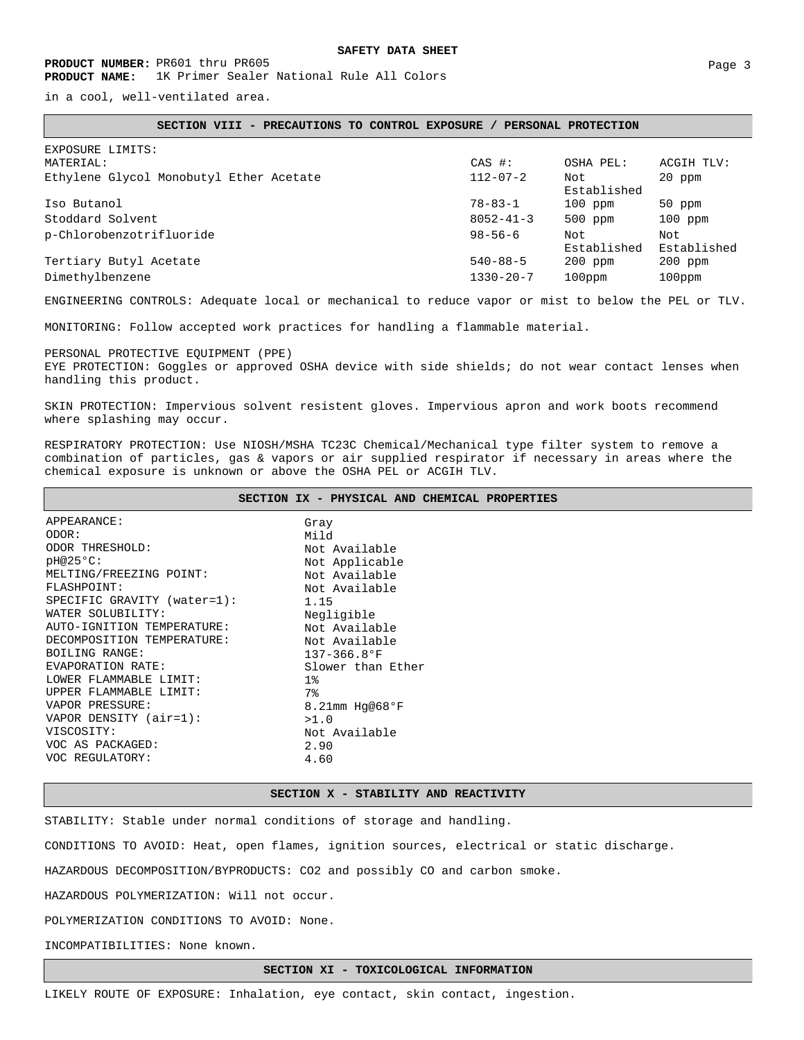in a cool, well-ventilated area.

## SECTION VIII - PRECAUTIONS TO CONTROL EXPOSURE / PERSONAL PROTECTION

EXPOSURE LIMITS:

| MATERIAL: | CAS #: | OSHA PEL: | ACGIH TLV: |
|---|---|---|---|
| Ethylene Glycol Monobutyl Ether Acetate | 112-07-2 | Not Established | 20 ppm |
| Iso Butanol | 78-83-1 | 100 ppm | 50 ppm |
| Stoddard Solvent | 8052-41-3 | 500 ppm | 100 ppm |
| p-Chlorobenzotrifluoride | 98-56-6 | Not Established | Not Established |
| Tertiary Butyl Acetate | 540-88-5 | 200 ppm | 200 ppm |
| Dimethylbenzene | 1330-20-7 | 100ppm | 100ppm |

ENGINEERING CONTROLS: Adequate local or mechanical to reduce vapor or mist to below the PEL or TLV.

MONITORING: Follow accepted work practices for handling a flammable material.

PERSONAL PROTECTIVE EQUIPMENT (PPE)
EYE PROTECTION: Goggles or approved OSHA device with side shields; do not wear contact lenses when handling this product.

SKIN PROTECTION: Impervious solvent resistent gloves. Impervious apron and work boots recommend where splashing may occur.

RESPIRATORY PROTECTION: Use NIOSH/MSHA TC23C Chemical/Mechanical type filter system to remove a combination of particles, gas & vapors or air supplied respirator if necessary in areas where the chemical exposure is unknown or above the OSHA PEL or ACGIH TLV.

## SECTION IX - PHYSICAL AND CHEMICAL PROPERTIES

| | |
|---|---|
| APPEARANCE: | Gray |
| ODOR: | Mild |
| ODOR THRESHOLD: | Not Available |
| pH@25°C: | Not Applicable |
| MELTING/FREEZING POINT: | Not Available |
| FLASHPOINT: | Not Available |
| SPECIFIC GRAVITY (water=1): | 1.15 |
| WATER SOLUBILITY: | Negligible |
| AUTO-IGNITION TEMPERATURE: | Not Available |
| DECOMPOSITION TEMPERATURE: | Not Available |
| BOILING RANGE: | 137-366.8°F |
| EVAPORATION RATE: | Slower than Ether |
| LOWER FLAMMABLE LIMIT: | 1% |
| UPPER FLAMMABLE LIMIT: | 7% |
| VAPOR PRESSURE: | 8.21mm Hg@68°F |
| VAPOR DENSITY (air=1): | >1.0 |
| VISCOSITY: | Not Available |
| VOC AS PACKAGED: | 2.90 |
| VOC REGULATORY: | 4.60 |

## SECTION X - STABILITY AND REACTIVITY

STABILITY: Stable under normal conditions of storage and handling.

CONDITIONS TO AVOID: Heat, open flames, ignition sources, electrical or static discharge.

HAZARDOUS DECOMPOSITION/BYPRODUCTS: $CO_2$ and possibly CO and carbon smoke.

HAZARDOUS POLYMERIZATION: Will not occur.

POLYMERIZATION CONDITIONS TO AVOID: None.

INCOMPATIBILITIES: None known.

## SECTION XI - TOXICOLOGICAL INFORMATION

LIKELY ROUTE OF EXPOSURE: Inhalation, eye contact, skin contact, ingestion.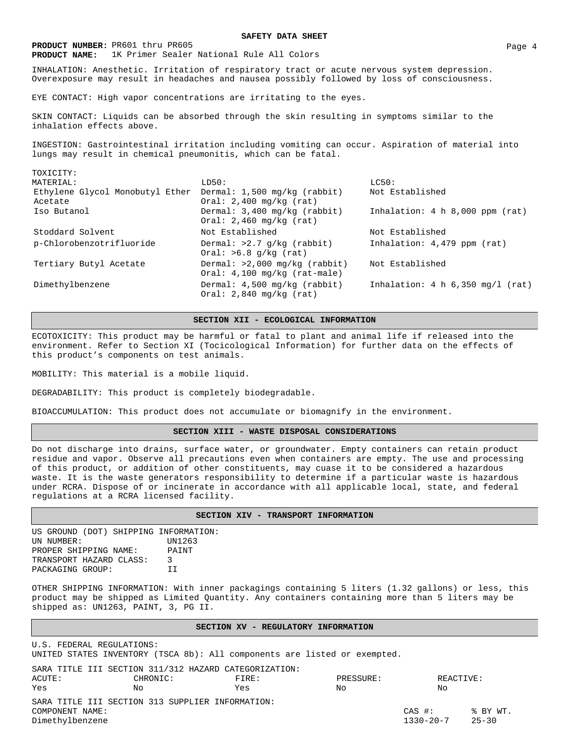INHALATION: Anesthetic. Irritation of respiratory tract or acute nervous system depression. Overexposure may result in headaches and nausea possibly followed by loss of consciousness.

EYE CONTACT: High vapor concentrations are irritating to the eyes.

SKIN CONTACT: Liquids can be absorbed through the skin resulting in symptoms similar to the inhalation effects above.

INGESTION: Gastrointestinal irritation including vomiting can occur. Aspiration of material into lungs may result in chemical pneumonitis, which can be fatal.

TOXICITY:

| MATERIAL: | LD50: | LC50: |
|---|---|---|
| Ethylene Glycol Monobutyl Ether Acetate | Dermal: 1,500 mg/kg (rabbit)<br>Oral: 2,400 mg/kg (rat) | Not Established |
| Iso Butanol | Dermal: 3,400 mg/kg (rabbit)<br>Oral: 2,460 mg/kg (rat) | Inhalation: 4 h 8,000 ppm (rat) |
| Stoddard Solvent | Not Established | Not Established |
| p-Chlorobenzotrifluoride | Dermal: >2.7 g/kg (rabbit)<br>Oral: >6.8 g/kg (rat) | Inhalation: 4,479 ppm (rat) |
| Tertiary Butyl Acetate | Dermal: >2,000 mg/kg (rabbit)<br>Oral: 4,100 mg/kg (rat-male) | Not Established |
| Dimethylbenzene | Dermal: 4,500 mg/kg (rabbit)<br>Oral: 2,840 mg/kg (rat) | Inhalation: 4 h 6,350 mg/l (rat) |

## SECTION XII - ECOLOGICAL INFORMATION

ECOTOXICITY: This product may be harmful or fatal to plant and animal life if released into the environment. Refer to Section XI (Tocicological Information) for further data on the effects of this product's components on test animals.

MOBILITY: This material is a mobile liquid.

DEGRADABILITY: This product is completely biodegradable.

BIOACCUMULATION: This product does not accumulate or biomagnify in the environment.

## SECTION XIII - WASTE DISPOSAL CONSIDERATIONS

Do not discharge into drains, surface water, or groundwater. Empty containers can retain product residue and vapor. Observe all precautions even when containers are empty. The use and processing of this product, or addition of other constituents, may cuase it to be considered a hazardous waste. It is the waste generators responsibility to determine if a particular waste is hazardous under RCRA. Dispose of or incinerate in accordance with all applicable local, state, and federal regulations at a RCRA licensed facility.

## SECTION XIV - TRANSPORT INFORMATION

US GROUND (DOT) SHIPPING INFORMATION:

| | |
|---|---|
| UN NUMBER: | UN1263 |
| PROPER SHIPPING NAME: | PAINT |
| TRANSPORT HAZARD CLASS: | 3 |
| PACKAGING GROUP: | II |

OTHER SHIPPING INFORMATION: With inner packagings containing 5 liters (1.32 gallons) or less, this product may be shipped as Limited Quantity. Any containers containing more than 5 liters may be shipped as: UN1263, PAINT, 3, PG II.

## SECTION XV - REGULATORY INFORMATION

U.S. FEDERAL REGULATIONS:
UNITED STATES INVENTORY (TSCA 8b): All components are listed or exempted.

SARA TITLE III SECTION 311/312 HAZARD CATEGORIZATION:

| ACUTE: | CHRONIC: | FIRE: | PRESSURE: | REACTIVE: |
|---|---|---|---|---|
| Yes | No | Yes | No | No |

SARA TITLE III SECTION 313 SUPPLIER INFORMATION:

| COMPONENT NAME: | CAS #: | % BY WT. |
|---|---|---|
| Dimethylbenzene | 1330-20-7 | 25-30 |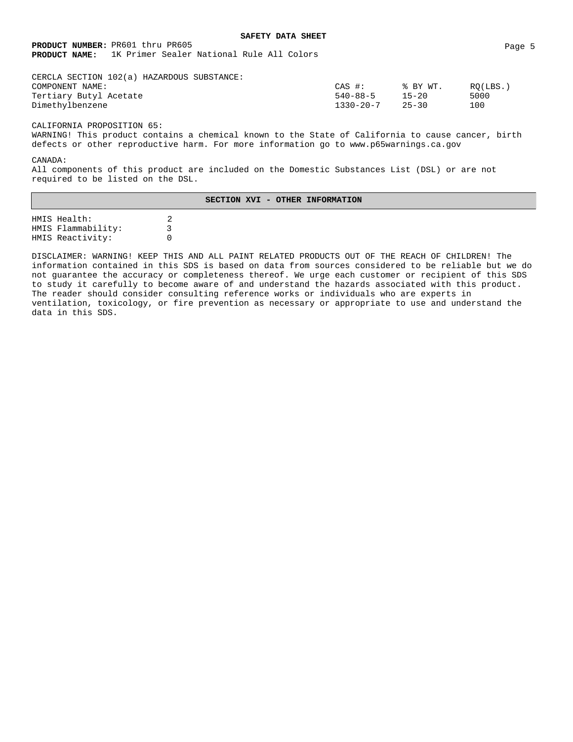**SAFETY DATA SHEET**

**PRODUCT NUMBER:** PR601 thru PR605

**PRODUCT NAME:** 1K Primer Sealer National Rule All Colors

CERCLA SECTION 102(a) HAZARDOUS SUBSTANCE:

| COMPONENT NAME: | CAS #: | % BY WT. | RQ(LBS.) |
|---|---|---|---|
| Tertiary Butyl Acetate | 540-88-5 | 15-20 | 5000 |
| Dimethylbenzene | 1330-20-7 | 25-30 | 100 |

CALIFORNIA PROPOSITION 65:

WARNING! This product contains a chemical known to the State of California to cause cancer, birth defects or other reproductive harm. For more information go to www.p65warnings.ca.gov

CANADA:

All components of this product are included on the Domestic Substances List (DSL) or are not required to be listed on the DSL.

## SECTION XVI - OTHER INFORMATION

| | |
|---|---|
| HMIS Health: | 2 |
| HMIS Flammability: | 3 |
| HMIS Reactivity: | 0 |

DISCLAIMER: WARNING! KEEP THIS AND ALL PAINT RELATED PRODUCTS OUT OF THE REACH OF CHILDREN! The information contained in this SDS is based on data from sources considered to be reliable but we do not guarantee the accuracy or completeness thereof. We urge each customer or recipient of this SDS to study it carefully to become aware of and understand the hazards associated with this product. The reader should consider consulting reference works or individuals who are experts in ventilation, toxicology, or fire prevention as necessary or appropriate to use and understand the data in this SDS.